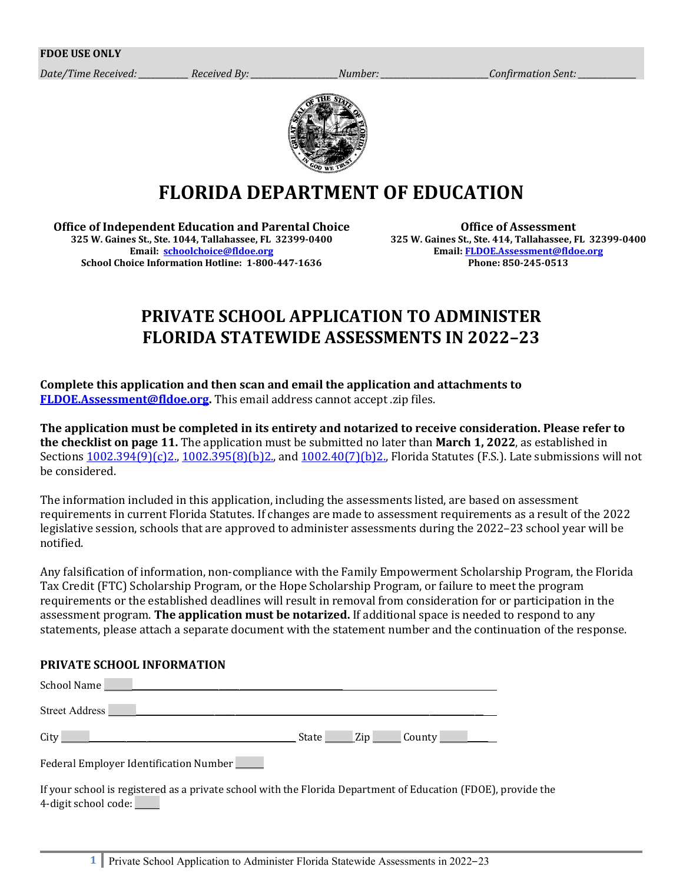**FDOE USE ONLY**

*Date/Time Received:* ___________ *Received By:* ___________________ *Number:* ________________________ *Confirmation Sent:* _____________

# FLORIDA DEPARTMENT OF EDUCATION

**Office of Independent Education and Parental Choice**
**325 W. Gaines St., Ste. 1044, Tallahassee, FL 32399-0400**
**Email: schoolchoice@fldoe.org**
**School Choice Information Hotline: 1-800-447-1636**

**Office of Assessment**
**325 W. Gaines St., Ste. 414, Tallahassee, FL 32399-0400**
**Email: FLDOE.Assessment@fldoe.org**
**Phone: 850-245-0513**

## PRIVATE SCHOOL APPLICATION TO ADMINISTER FLORIDA STATEWIDE ASSESSMENTS IN 2022–23

**Complete this application and then scan and email the application and attachments to FLDOE.Assessment@fldoe.org.** This email address cannot accept .zip files.

**The application must be completed in its entirety and notarized to receive consideration. Please refer to the checklist on page 11.** The application must be submitted no later than **March 1, 2022**, as established in Sections 1002.394(9)(c)2., 1002.395(8)(b)2., and 1002.40(7)(b)2., Florida Statutes (F.S.). Late submissions will not be considered.

The information included in this application, including the assessments listed, are based on assessment requirements in current Florida Statutes. If changes are made to assessment requirements as a result of the 2022 legislative session, schools that are approved to administer assessments during the 2022–23 school year will be notified.

Any falsification of information, non-compliance with the Family Empowerment Scholarship Program, the Florida Tax Credit (FTC) Scholarship Program, or the Hope Scholarship Program, or failure to meet the program requirements or the established deadlines will result in removal from consideration for or participation in the assessment program. **The application must be notarized.** If additional space is needed to respond to any statements, please attach a separate document with the statement number and the continuation of the response.

### PRIVATE SCHOOL INFORMATION

School Name ______________________________________________

Street Address ______________________________________________

City ____________________ State _____ Zip _____ County _____

Federal Employer Identification Number _____

If your school is registered as a private school with the Florida Department of Education (FDOE), provide the 4-digit school code: _____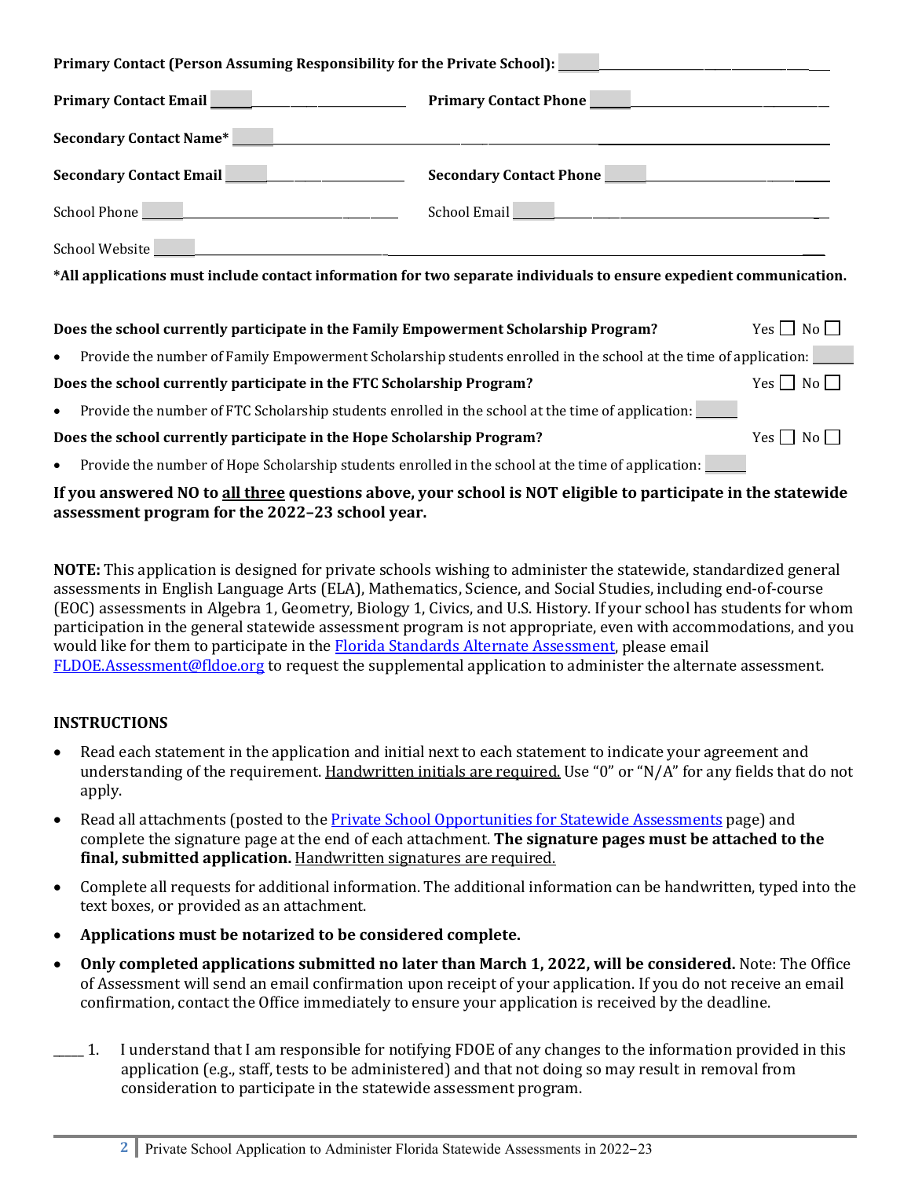**Primary Contact (Person Assuming Responsibility for the Private School):** ______________________________

**Primary Contact Email** ______________________ **Primary Contact Phone** ______________________

**Secondary Contact Name*** ______________________________________________

**Secondary Contact Email** ______________________ **Secondary Contact Phone** ______________________

School Phone ______________________ School Email ______________________

School Website ______________________________________________

***All applications must include contact information for two separate individuals to ensure expedient communication.**

**Does the school currently participate in the Family Empowerment Scholarship Program?** Yes ☐ No ☐

- Provide the number of Family Empowerment Scholarship students enrolled in the school at the time of application: ______

**Does the school currently participate in the FTC Scholarship Program?** Yes ☐ No ☐

- Provide the number of FTC Scholarship students enrolled in the school at the time of application: ______

**Does the school currently participate in the Hope Scholarship Program?** Yes ☐ No ☐

- Provide the number of Hope Scholarship students enrolled in the school at the time of application: ______

**If you answered NO to <u>all three</u> questions above, your school is NOT eligible to participate in the statewide assessment program for the 2022–23 school year.**

**NOTE:** This application is designed for private schools wishing to administer the statewide, standardized general assessments in English Language Arts (ELA), Mathematics, Science, and Social Studies, including end-of-course (EOC) assessments in Algebra 1, Geometry, Biology 1, Civics, and U.S. History. If your school has students for whom participation in the general statewide assessment program is not appropriate, even with accommodations, and you would like for them to participate in the Florida Standards Alternate Assessment, please email FLDOE.Assessment@fldoe.org to request the supplemental application to administer the alternate assessment.

## INSTRUCTIONS

- Read each statement in the application and initial next to each statement to indicate your agreement and understanding of the requirement. <u>Handwritten initials are required.</u> Use "0" or "N/A" for any fields that do not apply.
- Read all attachments (posted to the Private School Opportunities for Statewide Assessments page) and complete the signature page at the end of each attachment. **The signature pages must be attached to the final, submitted application.** <u>Handwritten signatures are required.</u>
- Complete all requests for additional information. The additional information can be handwritten, typed into the text boxes, or provided as an attachment.
- **Applications must be notarized to be considered complete.**
- **Only completed applications submitted no later than March 1, 2022, will be considered.** Note: The Office of Assessment will send an email confirmation upon receipt of your application. If you do not receive an email confirmation, contact the Office immediately to ensure your application is received by the deadline.

____ 1. I understand that I am responsible for notifying FDOE of any changes to the information provided in this application (e.g., staff, tests to be administered) and that not doing so may result in removal from consideration to participate in the statewide assessment program.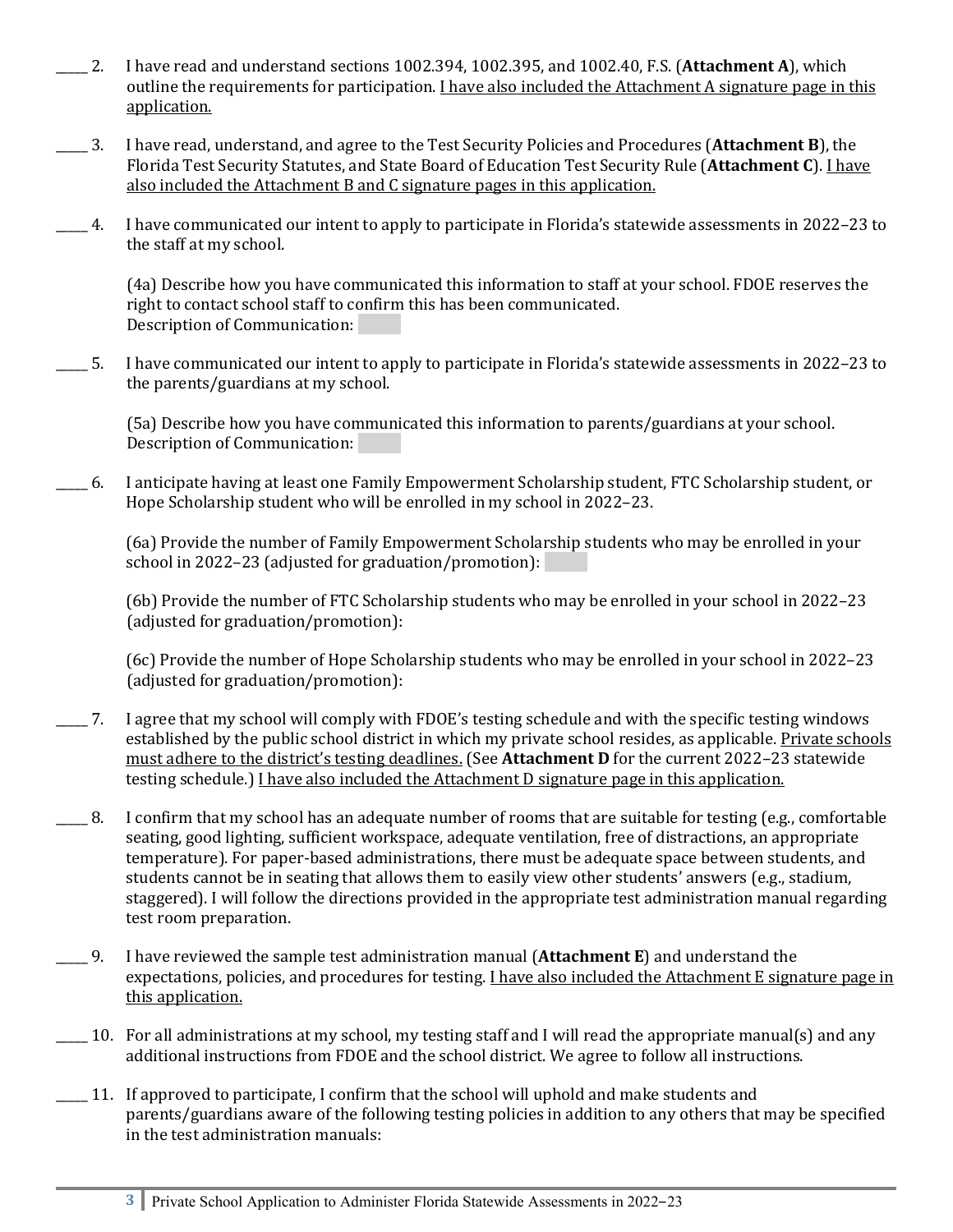_____ 2. I have read and understand sections 1002.394, 1002.395, and 1002.40, F.S. (**Attachment A**), which outline the requirements for participation. <u>I have also included the Attachment A signature page in this application.</u>

_____ 3. I have read, understand, and agree to the Test Security Policies and Procedures (**Attachment B**), the Florida Test Security Statutes, and State Board of Education Test Security Rule (**Attachment C**). <u>I have also included the Attachment B and C signature pages in this application.</u>

_____ 4. I have communicated our intent to apply to participate in Florida's statewide assessments in 2022–23 to the staff at my school.

(4a) Describe how you have communicated this information to staff at your school. FDOE reserves the right to contact school staff to confirm this has been communicated.
Description of Communication:

_____ 5. I have communicated our intent to apply to participate in Florida's statewide assessments in 2022–23 to the parents/guardians at my school.

(5a) Describe how you have communicated this information to parents/guardians at your school.
Description of Communication:

_____ 6. I anticipate having at least one Family Empowerment Scholarship student, FTC Scholarship student, or Hope Scholarship student who will be enrolled in my school in 2022–23.

(6a) Provide the number of Family Empowerment Scholarship students who may be enrolled in your school in 2022–23 (adjusted for graduation/promotion):

(6b) Provide the number of FTC Scholarship students who may be enrolled in your school in 2022–23 (adjusted for graduation/promotion):

(6c) Provide the number of Hope Scholarship students who may be enrolled in your school in 2022–23 (adjusted for graduation/promotion):

_____ 7. I agree that my school will comply with FDOE's testing schedule and with the specific testing windows established by the public school district in which my private school resides, as applicable. <u>Private schools must adhere to the district's testing deadlines.</u> (See **Attachment D** for the current 2022–23 statewide testing schedule.) <u>I have also included the Attachment D signature page in this application.</u>

_____ 8. I confirm that my school has an adequate number of rooms that are suitable for testing (e.g., comfortable seating, good lighting, sufficient workspace, adequate ventilation, free of distractions, an appropriate temperature). For paper-based administrations, there must be adequate space between students, and students cannot be in seating that allows them to easily view other students' answers (e.g., stadium, staggered). I will follow the directions provided in the appropriate test administration manual regarding test room preparation.

_____ 9. I have reviewed the sample test administration manual (**Attachment E**) and understand the expectations, policies, and procedures for testing. <u>I have also included the Attachment E signature page in this application.</u>

_____ 10. For all administrations at my school, my testing staff and I will read the appropriate manual(s) and any additional instructions from FDOE and the school district. We agree to follow all instructions.

_____ 11. If approved to participate, I confirm that the school will uphold and make students and parents/guardians aware of the following testing policies in addition to any others that may be specified in the test administration manuals: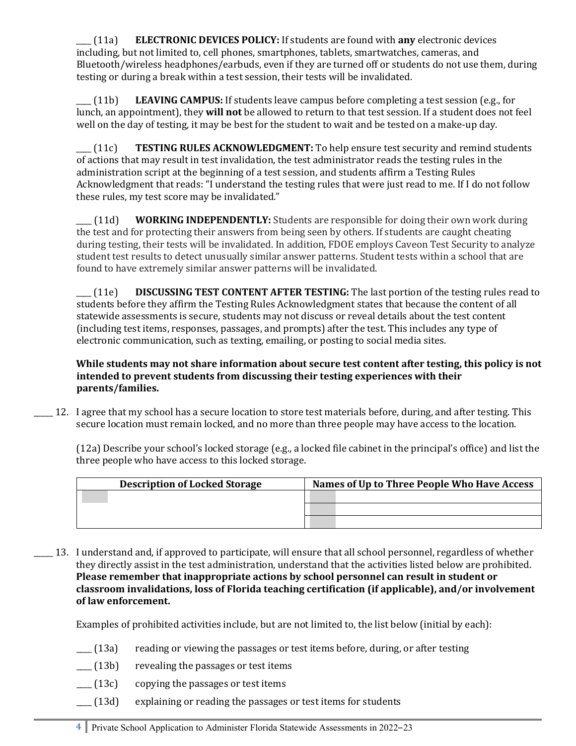____ (11a) **ELECTRONIC DEVICES POLICY:** If students are found with **any** electronic devices including, but not limited to, cell phones, smartphones, tablets, smartwatches, cameras, and Bluetooth/wireless headphones/earbuds, even if they are turned off or students do not use them, during testing or during a break within a test session, their tests will be invalidated.

____ (11b) **LEAVING CAMPUS:** If students leave campus before completing a test session (e.g., for lunch, an appointment), they **will not** be allowed to return to that test session. If a student does not feel well on the day of testing, it may be best for the student to wait and be tested on a make-up day.

____ (11c) **TESTING RULES ACKNOWLEDGMENT:** To help ensure test security and remind students of actions that may result in test invalidation, the test administrator reads the testing rules in the administration script at the beginning of a test session, and students affirm a Testing Rules Acknowledgment that reads: "I understand the testing rules that were just read to me. If I do not follow these rules, my test score may be invalidated."

____ (11d) **WORKING INDEPENDENTLY:** Students are responsible for doing their own work during the test and for protecting their answers from being seen by others. If students are caught cheating during testing, their tests will be invalidated. In addition, FDOE employs Caveon Test Security to analyze student test results to detect unusually similar answer patterns. Student tests within a school that are found to have extremely similar answer patterns will be invalidated.

____ (11e) **DISCUSSING TEST CONTENT AFTER TESTING:** The last portion of the testing rules read to students before they affirm the Testing Rules Acknowledgment states that because the content of all statewide assessments is secure, students may not discuss or reveal details about the test content (including test items, responses, passages, and prompts) after the test. This includes any type of electronic communication, such as texting, emailing, or posting to social media sites.

**While students may not share information about secure test content after testing, this policy is not intended to prevent students from discussing their testing experiences with their parents/families.**

_____ 12. I agree that my school has a secure location to store test materials before, during, and after testing. This secure location must remain locked, and no more than three people may have access to the location.

(12a) Describe your school's locked storage (e.g., a locked file cabinet in the principal's office) and list the three people who have access to this locked storage.

| Description of Locked Storage | Names of Up to Three People Who Have Access |
|---|---|
| | |
| | |
| | |

_____ 13. I understand and, if approved to participate, will ensure that all school personnel, regardless of whether they directly assist in the test administration, understand that the activities listed below are prohibited. **Please remember that inappropriate actions by school personnel can result in student or classroom invalidations, loss of Florida teaching certification (if applicable), and/or involvement of law enforcement.**

Examples of prohibited activities include, but are not limited to, the list below (initial by each):

____ (13a) reading or viewing the passages or test items before, during, or after testing

____ (13b) revealing the passages or test items

____ (13c) copying the passages or test items

____ (13d) explaining or reading the passages or test items for students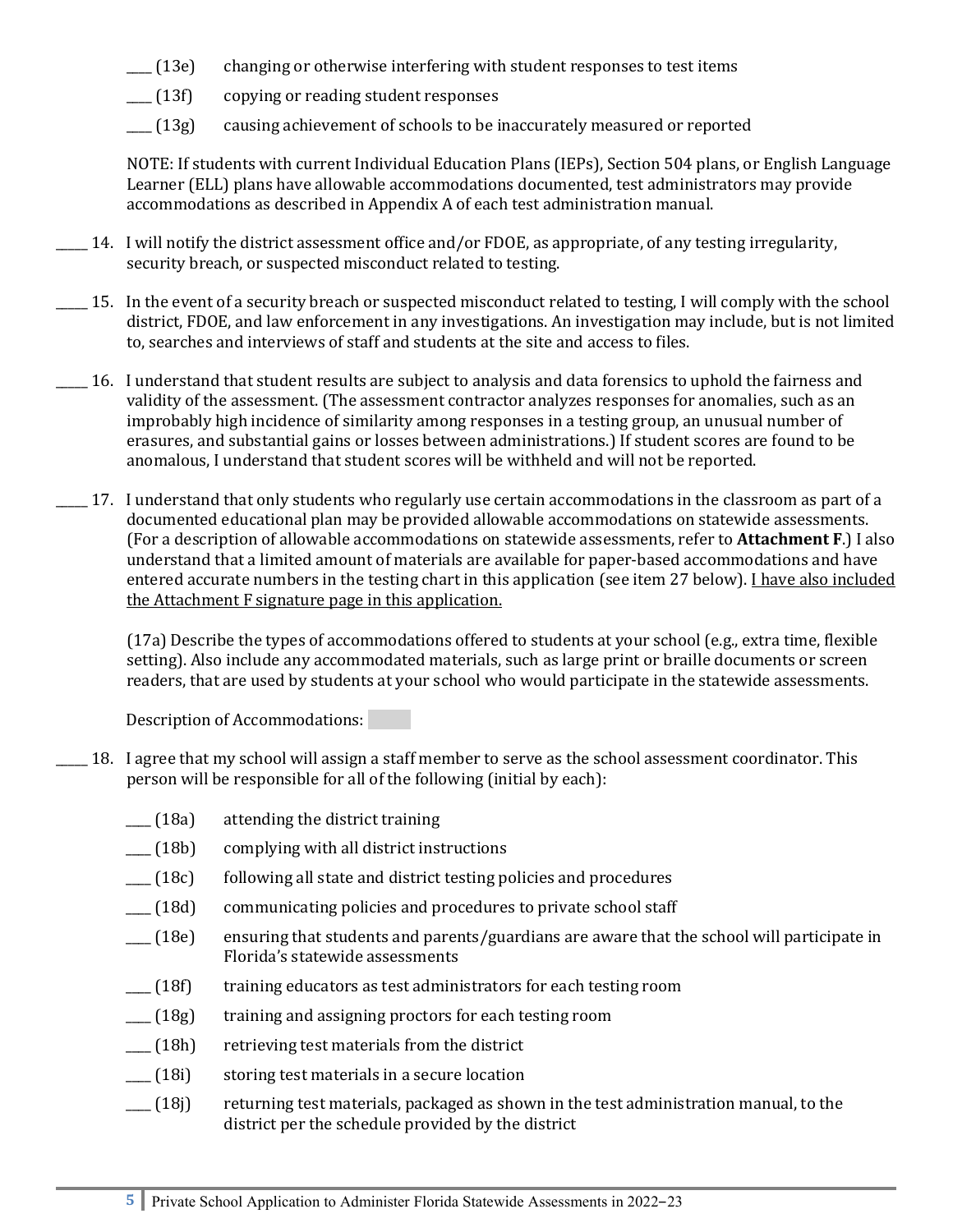____ (13e) changing or otherwise interfering with student responses to test items

____ (13f) copying or reading student responses

____ (13g) causing achievement of schools to be inaccurately measured or reported

NOTE: If students with current Individual Education Plans (IEPs), Section 504 plans, or English Language Learner (ELL) plans have allowable accommodations documented, test administrators may provide accommodations as described in Appendix A of each test administration manual.

_____ 14. I will notify the district assessment office and/or FDOE, as appropriate, of any testing irregularity, security breach, or suspected misconduct related to testing.

_____ 15. In the event of a security breach or suspected misconduct related to testing, I will comply with the school district, FDOE, and law enforcement in any investigations. An investigation may include, but is not limited to, searches and interviews of staff and students at the site and access to files.

_____ 16. I understand that student results are subject to analysis and data forensics to uphold the fairness and validity of the assessment. (The assessment contractor analyzes responses for anomalies, such as an improbably high incidence of similarity among responses in a testing group, an unusual number of erasures, and substantial gains or losses between administrations.) If student scores are found to be anomalous, I understand that student scores will be withheld and will not be reported.

_____ 17. I understand that only students who regularly use certain accommodations in the classroom as part of a documented educational plan may be provided allowable accommodations on statewide assessments. (For a description of allowable accommodations on statewide assessments, refer to **Attachment F**.) I also understand that a limited amount of materials are available for paper-based accommodations and have entered accurate numbers in the testing chart in this application (see item 27 below). <u>I have also included the Attachment F signature page in this application.</u>

(17a) Describe the types of accommodations offered to students at your school (e.g., extra time, flexible setting). Also include any accommodated materials, such as large print or braille documents or screen readers, that are used by students at your school who would participate in the statewide assessments.

Description of Accommodations:

_____ 18. I agree that my school will assign a staff member to serve as the school assessment coordinator. This person will be responsible for all of the following (initial by each):

____ (18a) attending the district training

____ (18b) complying with all district instructions

____ (18c) following all state and district testing policies and procedures

____ (18d) communicating policies and procedures to private school staff

____ (18e) ensuring that students and parents/guardians are aware that the school will participate in Florida's statewide assessments

____ (18f) training educators as test administrators for each testing room

____ (18g) training and assigning proctors for each testing room

____ (18h) retrieving test materials from the district

____ (18i) storing test materials in a secure location

____ (18j) returning test materials, packaged as shown in the test administration manual, to the district per the schedule provided by the district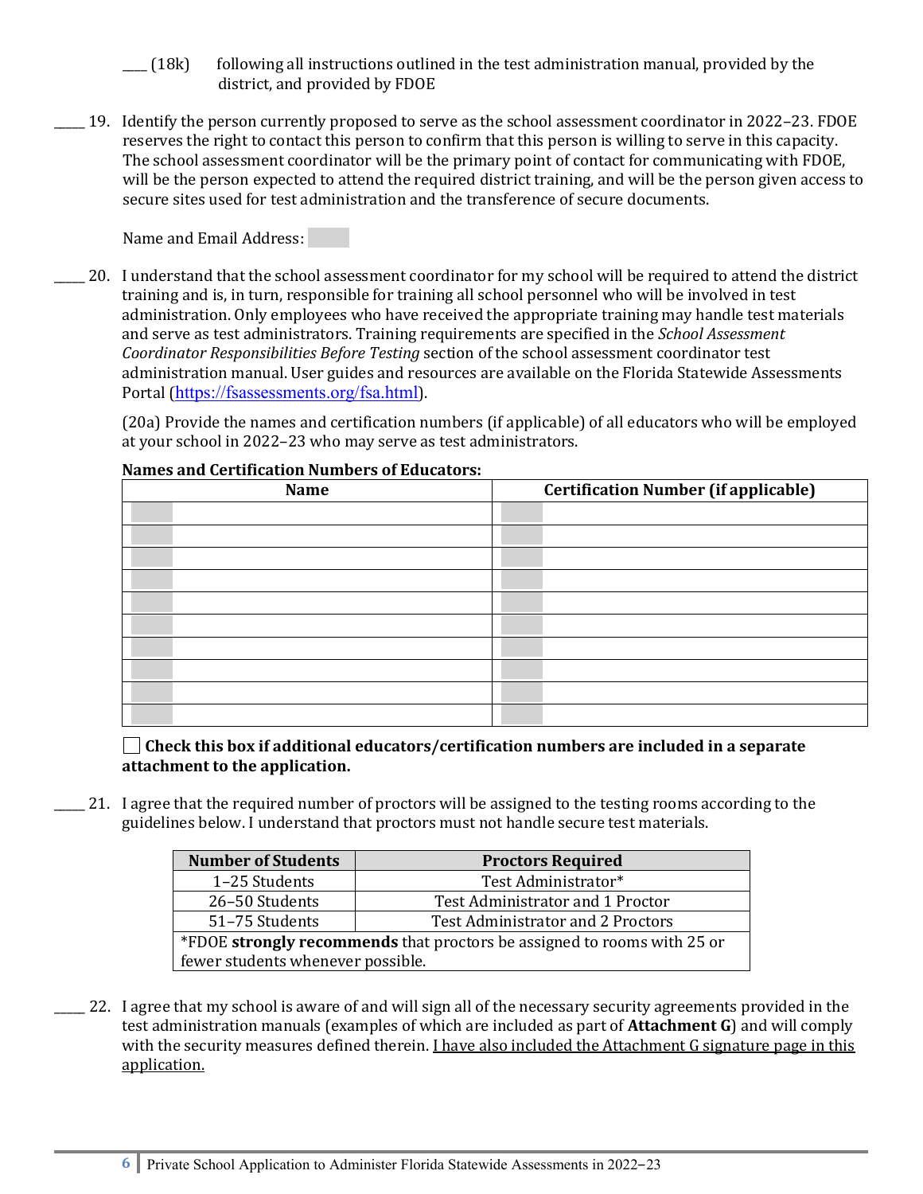____ (18k) following all instructions outlined in the test administration manual, provided by the district, and provided by FDOE

_____ 19. Identify the person currently proposed to serve as the school assessment coordinator in 2022–23. FDOE reserves the right to contact this person to confirm that this person is willing to serve in this capacity. The school assessment coordinator will be the primary point of contact for communicating with FDOE, will be the person expected to attend the required district training, and will be the person given access to secure sites used for test administration and the transference of secure documents.

Name and Email Address:

_____ 20. I understand that the school assessment coordinator for my school will be required to attend the district training and is, in turn, responsible for training all school personnel who will be involved in test administration. Only employees who have received the appropriate training may handle test materials and serve as test administrators. Training requirements are specified in the *School Assessment Coordinator Responsibilities Before Testing* section of the school assessment coordinator test administration manual. User guides and resources are available on the Florida Statewide Assessments Portal (https://fsassessments.org/fsa.html).

(20a) Provide the names and certification numbers (if applicable) of all educators who will be employed at your school in 2022–23 who may serve as test administrators.

**Names and Certification Numbers of Educators:**

| Name | Certification Number (if applicable) |
|---|---|
| | |
| | |
| | |
| | |
| | |
| | |
| | |
| | |
| | |
| | |

☐ **Check this box if additional educators/certification numbers are included in a separate attachment to the application.**

_____ 21. I agree that the required number of proctors will be assigned to the testing rooms according to the guidelines below. I understand that proctors must not handle secure test materials.

| Number of Students | Proctors Required |
|---|---|
| 1–25 Students | Test Administrator* |
| 26–50 Students | Test Administrator and 1 Proctor |
| 51–75 Students | Test Administrator and 2 Proctors |
| *FDOE **strongly recommends** that proctors be assigned to rooms with 25 or fewer students whenever possible. | |

_____ 22. I agree that my school is aware of and will sign all of the necessary security agreements provided in the test administration manuals (examples of which are included as part of **Attachment G**) and will comply with the security measures defined therein. <u>I have also included the Attachment G signature page in this application.</u>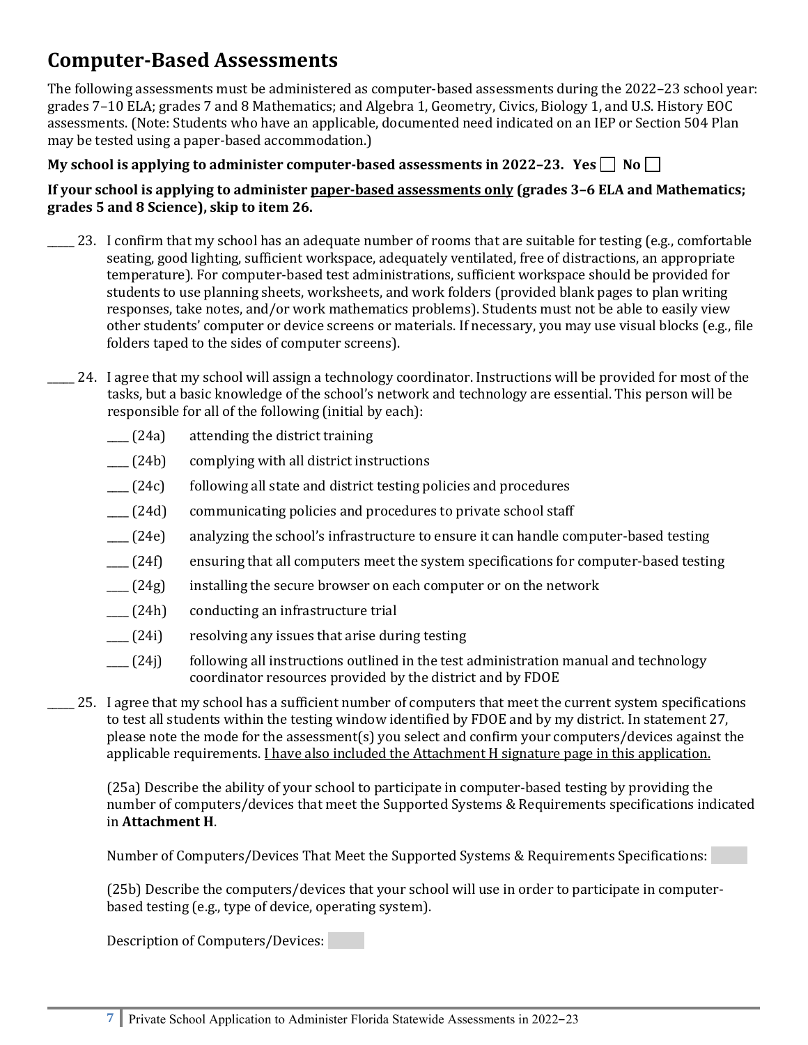## Computer-Based Assessments

The following assessments must be administered as computer-based assessments during the 2022–23 school year: grades 7–10 ELA; grades 7 and 8 Mathematics; and Algebra 1, Geometry, Civics, Biology 1, and U.S. History EOC assessments. (Note: Students who have an applicable, documented need indicated on an IEP or Section 504 Plan may be tested using a paper-based accommodation.)

**My school is applying to administer computer-based assessments in 2022–23. Yes ☐ No ☐**

**If your school is applying to administer <u>paper-based assessments only</u> (grades 3–6 ELA and Mathematics; grades 5 and 8 Science), skip to item 26.**

_____ 23. I confirm that my school has an adequate number of rooms that are suitable for testing (e.g., comfortable seating, good lighting, sufficient workspace, adequately ventilated, free of distractions, an appropriate temperature). For computer-based test administrations, sufficient workspace should be provided for students to use planning sheets, worksheets, and work folders (provided blank pages to plan writing responses, take notes, and/or work mathematics problems). Students must not be able to easily view other students' computer or device screens or materials. If necessary, you may use visual blocks (e.g., file folders taped to the sides of computer screens).

_____ 24. I agree that my school will assign a technology coordinator. Instructions will be provided for most of the tasks, but a basic knowledge of the school's network and technology are essential. This person will be responsible for all of the following (initial by each):

- ____ (24a) attending the district training
- ____ (24b) complying with all district instructions
- ____ (24c) following all state and district testing policies and procedures
- ____ (24d) communicating policies and procedures to private school staff
- ____ (24e) analyzing the school's infrastructure to ensure it can handle computer-based testing
- ____ (24f) ensuring that all computers meet the system specifications for computer-based testing
- ____ (24g) installing the secure browser on each computer or on the network
- ____ (24h) conducting an infrastructure trial
- ____ (24i) resolving any issues that arise during testing
- ____ (24j) following all instructions outlined in the test administration manual and technology coordinator resources provided by the district and by FDOE

_____ 25. I agree that my school has a sufficient number of computers that meet the current system specifications to test all students within the testing window identified by FDOE and by my district. In statement 27, please note the mode for the assessment(s) you select and confirm your computers/devices against the applicable requirements. <u>I have also included the Attachment H signature page in this application.</u>

(25a) Describe the ability of your school to participate in computer-based testing by providing the number of computers/devices that meet the Supported Systems & Requirements specifications indicated in **Attachment H**.

Number of Computers/Devices That Meet the Supported Systems & Requirements Specifications:

(25b) Describe the computers/devices that your school will use in order to participate in computer-based testing (e.g., type of device, operating system).

Description of Computers/Devices: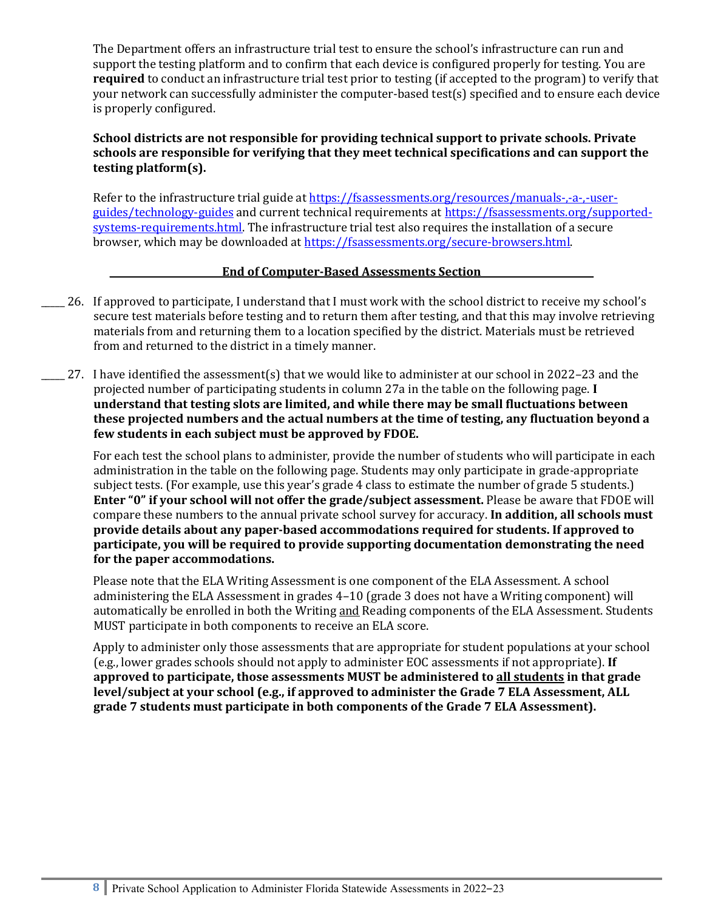The Department offers an infrastructure trial test to ensure the school's infrastructure can run and support the testing platform and to confirm that each device is configured properly for testing. You are **required** to conduct an infrastructure trial test prior to testing (if accepted to the program) to verify that your network can successfully administer the computer-based test(s) specified and to ensure each device is properly configured.

**School districts are not responsible for providing technical support to private schools. Private schools are responsible for verifying that they meet technical specifications and can support the testing platform(s).**

Refer to the infrastructure trial guide at https://fsassessments.org/resources/manuals-,-a-,-user-guides/technology-guides and current technical requirements at https://fsassessments.org/supported-systems-requirements.html. The infrastructure trial test also requires the installation of a secure browser, which may be downloaded at https://fsassessments.org/secure-browsers.html.

**End of Computer-Based Assessments Section**

_____ 26. If approved to participate, I understand that I must work with the school district to receive my school's secure test materials before testing and to return them after testing, and that this may involve retrieving materials from and returning them to a location specified by the district. Materials must be retrieved from and returned to the district in a timely manner.

_____ 27. I have identified the assessment(s) that we would like to administer at our school in 2022–23 and the projected number of participating students in column 27a in the table on the following page. **I understand that testing slots are limited, and while there may be small fluctuations between these projected numbers and the actual numbers at the time of testing, any fluctuation beyond a few students in each subject must be approved by FDOE.**

For each test the school plans to administer, provide the number of students who will participate in each administration in the table on the following page. Students may only participate in grade-appropriate subject tests. (For example, use this year's grade 4 class to estimate the number of grade 5 students.) **Enter "0" if your school will not offer the grade/subject assessment.** Please be aware that FDOE will compare these numbers to the annual private school survey for accuracy. **In addition, all schools must provide details about any paper-based accommodations required for students. If approved to participate, you will be required to provide supporting documentation demonstrating the need for the paper accommodations.**

Please note that the ELA Writing Assessment is one component of the ELA Assessment. A school administering the ELA Assessment in grades 4–10 (grade 3 does not have a Writing component) will automatically be enrolled in both the Writing and Reading components of the ELA Assessment. Students MUST participate in both components to receive an ELA score.

Apply to administer only those assessments that are appropriate for student populations at your school (e.g., lower grades schools should not apply to administer EOC assessments if not appropriate). **If approved to participate, those assessments MUST be administered to all students in that grade level/subject at your school (e.g., if approved to administer the Grade 7 ELA Assessment, ALL grade 7 students must participate in both components of the Grade 7 ELA Assessment).**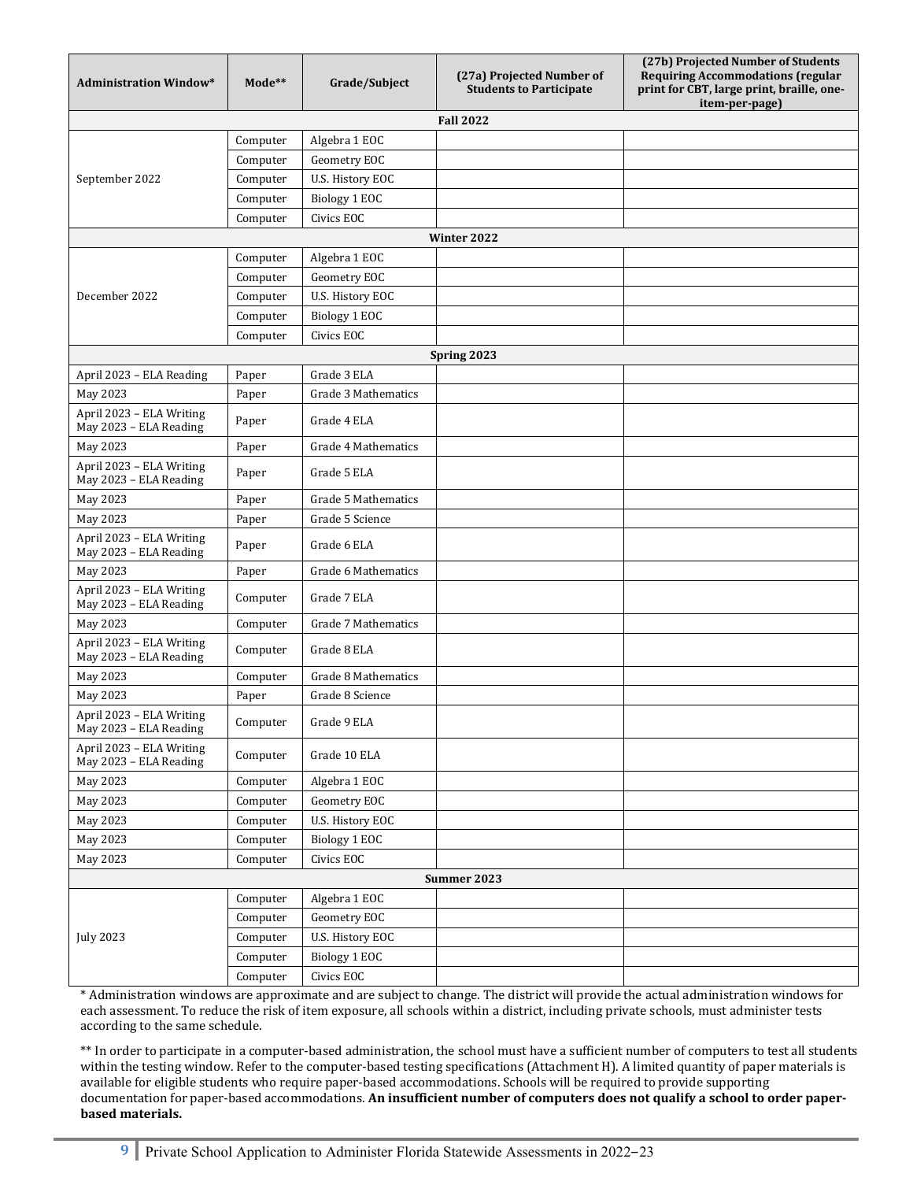| Administration Window* | Mode** | Grade/Subject | (27a) Projected Number of Students to Participate | (27b) Projected Number of Students Requiring Accommodations (regular print for CBT, large print, braille, one-item-per-page) |
|---|---|---|---|---|
| **Fall 2022** | | | | |
| September 2022 | Computer | Algebra 1 EOC | | |
| | Computer | Geometry EOC | | |
| | Computer | U.S. History EOC | | |
| | Computer | Biology 1 EOC | | |
| | Computer | Civics EOC | | |
| **Winter 2022** | | | | |
| December 2022 | Computer | Algebra 1 EOC | | |
| | Computer | Geometry EOC | | |
| | Computer | U.S. History EOC | | |
| | Computer | Biology 1 EOC | | |
| | Computer | Civics EOC | | |
| **Spring 2023** | | | | |
| April 2023 – ELA Reading | Paper | Grade 3 ELA | | |
| May 2023 | Paper | Grade 3 Mathematics | | |
| April 2023 – ELA Writing<br>May 2023 – ELA Reading | Paper | Grade 4 ELA | | |
| May 2023 | Paper | Grade 4 Mathematics | | |
| April 2023 – ELA Writing<br>May 2023 – ELA Reading | Paper | Grade 5 ELA | | |
| May 2023 | Paper | Grade 5 Mathematics | | |
| May 2023 | Paper | Grade 5 Science | | |
| April 2023 – ELA Writing<br>May 2023 – ELA Reading | Paper | Grade 6 ELA | | |
| May 2023 | Paper | Grade 6 Mathematics | | |
| April 2023 – ELA Writing<br>May 2023 – ELA Reading | Computer | Grade 7 ELA | | |
| May 2023 | Computer | Grade 7 Mathematics | | |
| April 2023 – ELA Writing<br>May 2023 – ELA Reading | Computer | Grade 8 ELA | | |
| May 2023 | Computer | Grade 8 Mathematics | | |
| May 2023 | Paper | Grade 8 Science | | |
| April 2023 – ELA Writing<br>May 2023 – ELA Reading | Computer | Grade 9 ELA | | |
| April 2023 – ELA Writing<br>May 2023 – ELA Reading | Computer | Grade 10 ELA | | |
| May 2023 | Computer | Algebra 1 EOC | | |
| May 2023 | Computer | Geometry EOC | | |
| May 2023 | Computer | U.S. History EOC | | |
| May 2023 | Computer | Biology 1 EOC | | |
| May 2023 | Computer | Civics EOC | | |
| **Summer 2023** | | | | |
| July 2023 | Computer | Algebra 1 EOC | | |
| | Computer | Geometry EOC | | |
| | Computer | U.S. History EOC | | |
| | Computer | Biology 1 EOC | | |
| | Computer | Civics EOC | | |

* Administration windows are approximate and are subject to change. The district will provide the actual administration windows for each assessment. To reduce the risk of item exposure, all schools within a district, including private schools, must administer tests according to the same schedule.

** In order to participate in a computer-based administration, the school must have a sufficient number of computers to test all students within the testing window. Refer to the computer-based testing specifications (Attachment H). A limited quantity of paper materials is available for eligible students who require paper-based accommodations. Schools will be required to provide supporting documentation for paper-based accommodations. **An insufficient number of computers does not qualify a school to order paper-based materials.**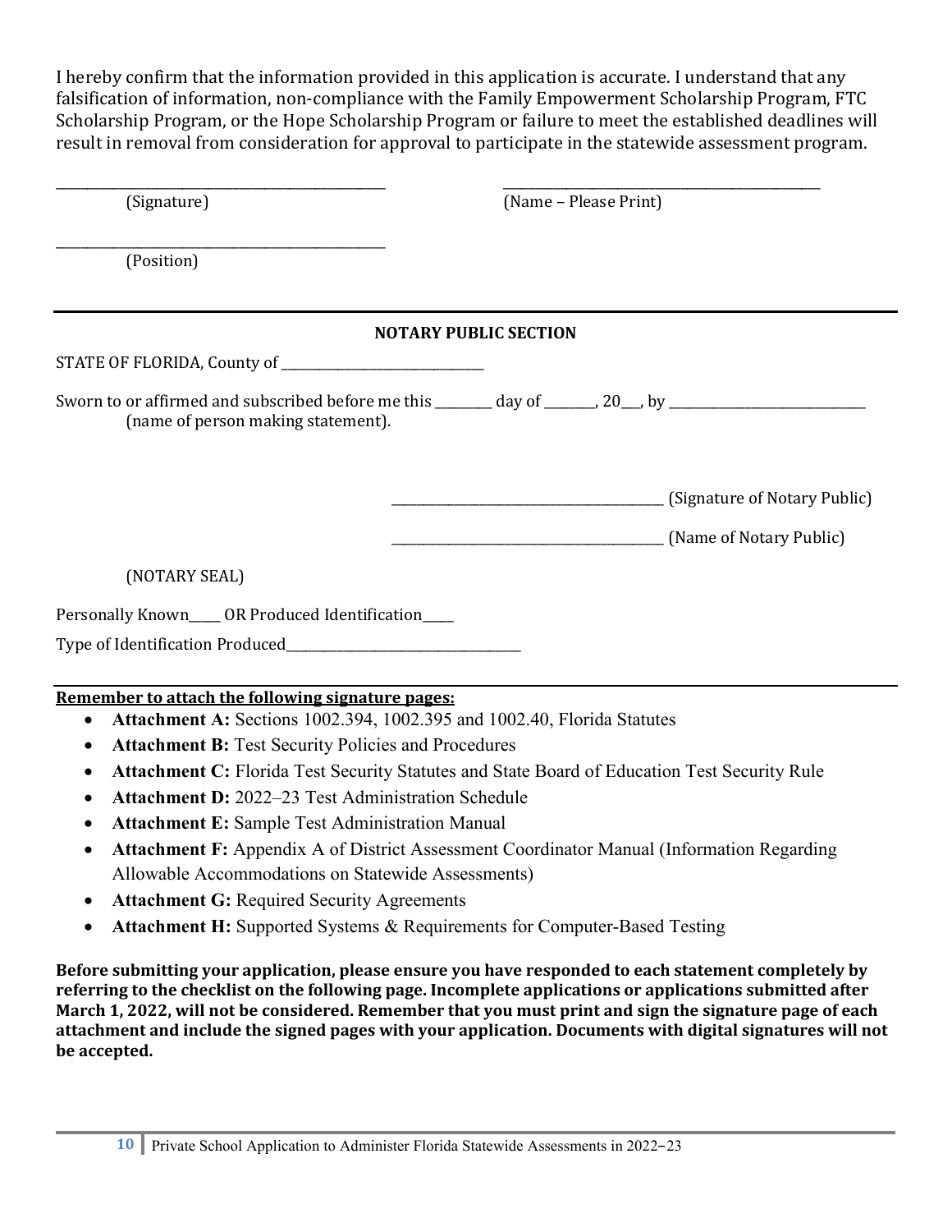I hereby confirm that the information provided in this application is accurate. I understand that any falsification of information, non-compliance with the Family Empowerment Scholarship Program, FTC Scholarship Program, or the Hope Scholarship Program or failure to meet the established deadlines will result in removal from consideration for approval to participate in the statewide assessment program.

_______________________________________________ (Signature)

_______________________________________________ (Name – Please Print)

_______________________________________________ (Position)

---

**NOTARY PUBLIC SECTION**

STATE OF FLORIDA, County of ____________________________

Sworn to or affirmed and subscribed before me this ________ day of _______, 20___, by ____________________________ (name of person making statement).

_______________________________________ (Signature of Notary Public)

_______________________________________ (Name of Notary Public)

(NOTARY SEAL)

Personally Known____ OR Produced Identification____

Type of Identification Produced_________________________________

---

**Remember to attach the following signature pages:**

- **Attachment A:** Sections 1002.394, 1002.395 and 1002.40, Florida Statutes
- **Attachment B:** Test Security Policies and Procedures
- **Attachment C:** Florida Test Security Statutes and State Board of Education Test Security Rule
- **Attachment D:** 2022–23 Test Administration Schedule
- **Attachment E:** Sample Test Administration Manual
- **Attachment F:** Appendix A of District Assessment Coordinator Manual (Information Regarding Allowable Accommodations on Statewide Assessments)
- **Attachment G:** Required Security Agreements
- **Attachment H:** Supported Systems & Requirements for Computer-Based Testing

**Before submitting your application, please ensure you have responded to each statement completely by referring to the checklist on the following page. Incomplete applications or applications submitted after March 1, 2022, will not be considered. Remember that you must print and sign the signature page of each attachment and include the signed pages with your application. Documents with digital signatures will not be accepted.**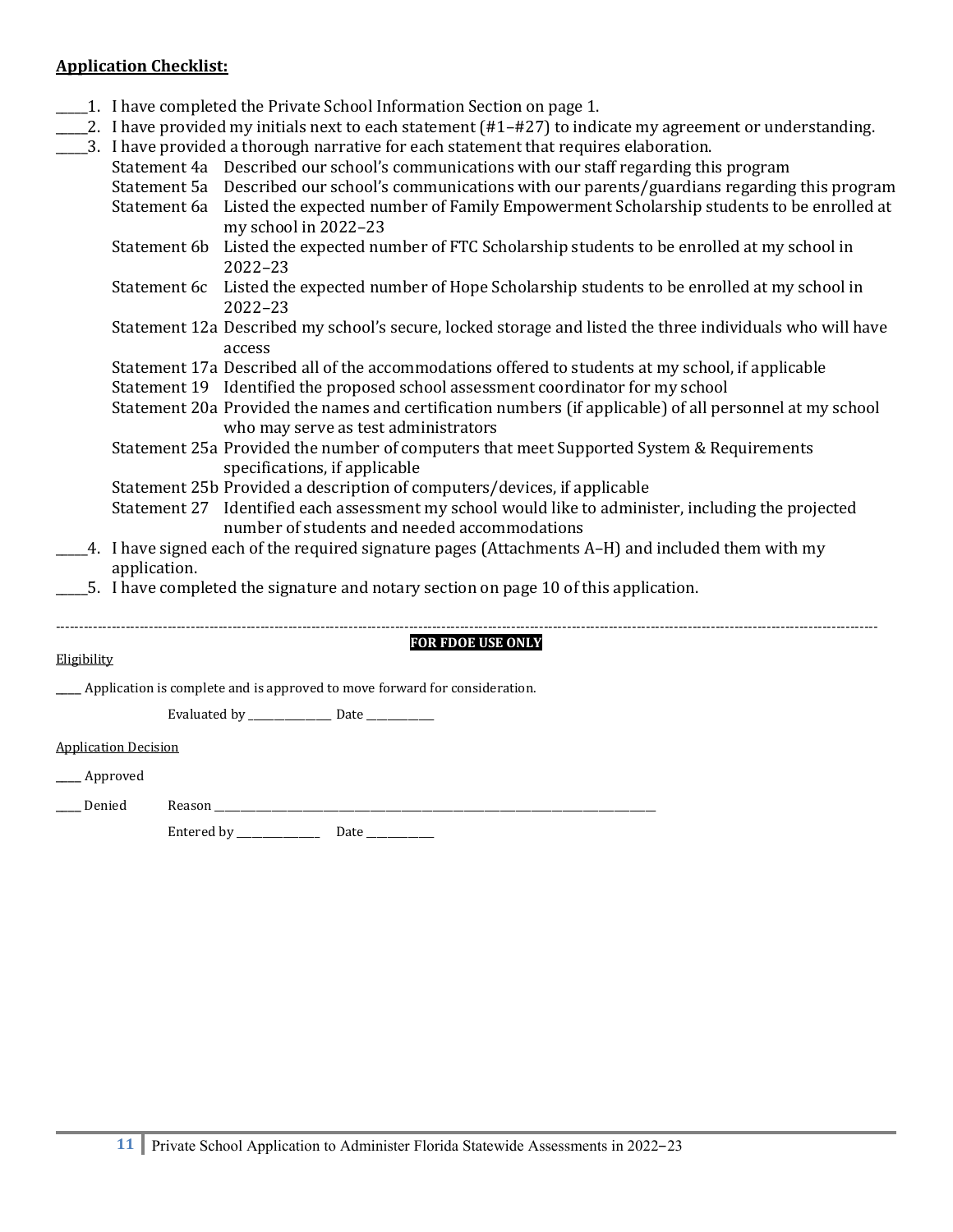**Application Checklist:**

_____1. I have completed the Private School Information Section on page 1.

_____2. I have provided my initials next to each statement (#1–#27) to indicate my agreement or understanding.

_____3. I have provided a thorough narrative for each statement that requires elaboration.

- Statement 4a Described our school's communications with our staff regarding this program
- Statement 5a Described our school's communications with our parents/guardians regarding this program
- Statement 6a Listed the expected number of Family Empowerment Scholarship students to be enrolled at my school in 2022–23
- Statement 6b Listed the expected number of FTC Scholarship students to be enrolled at my school in 2022–23
- Statement 6c Listed the expected number of Hope Scholarship students to be enrolled at my school in 2022–23
- Statement 12a Described my school's secure, locked storage and listed the three individuals who will have access
- Statement 17a Described all of the accommodations offered to students at my school, if applicable
- Statement 19 Identified the proposed school assessment coordinator for my school
- Statement 20a Provided the names and certification numbers (if applicable) of all personnel at my school who may serve as test administrators
- Statement 25a Provided the number of computers that meet Supported System & Requirements specifications, if applicable
- Statement 25b Provided a description of computers/devices, if applicable
- Statement 27 Identified each assessment my school would like to administer, including the projected number of students and needed accommodations

_____4. I have signed each of the required signature pages (Attachments A–H) and included them with my application.

_____5. I have completed the signature and notary section on page 10 of this application.

---

**FOR FDOE USE ONLY**

Eligibility

_____ Application is complete and is approved to move forward for consideration.

Evaluated by _______________ Date ____________

Application Decision

_____ Approved

_____ Denied Reason ________________________________________________________________________________

Entered by _______________ Date ____________